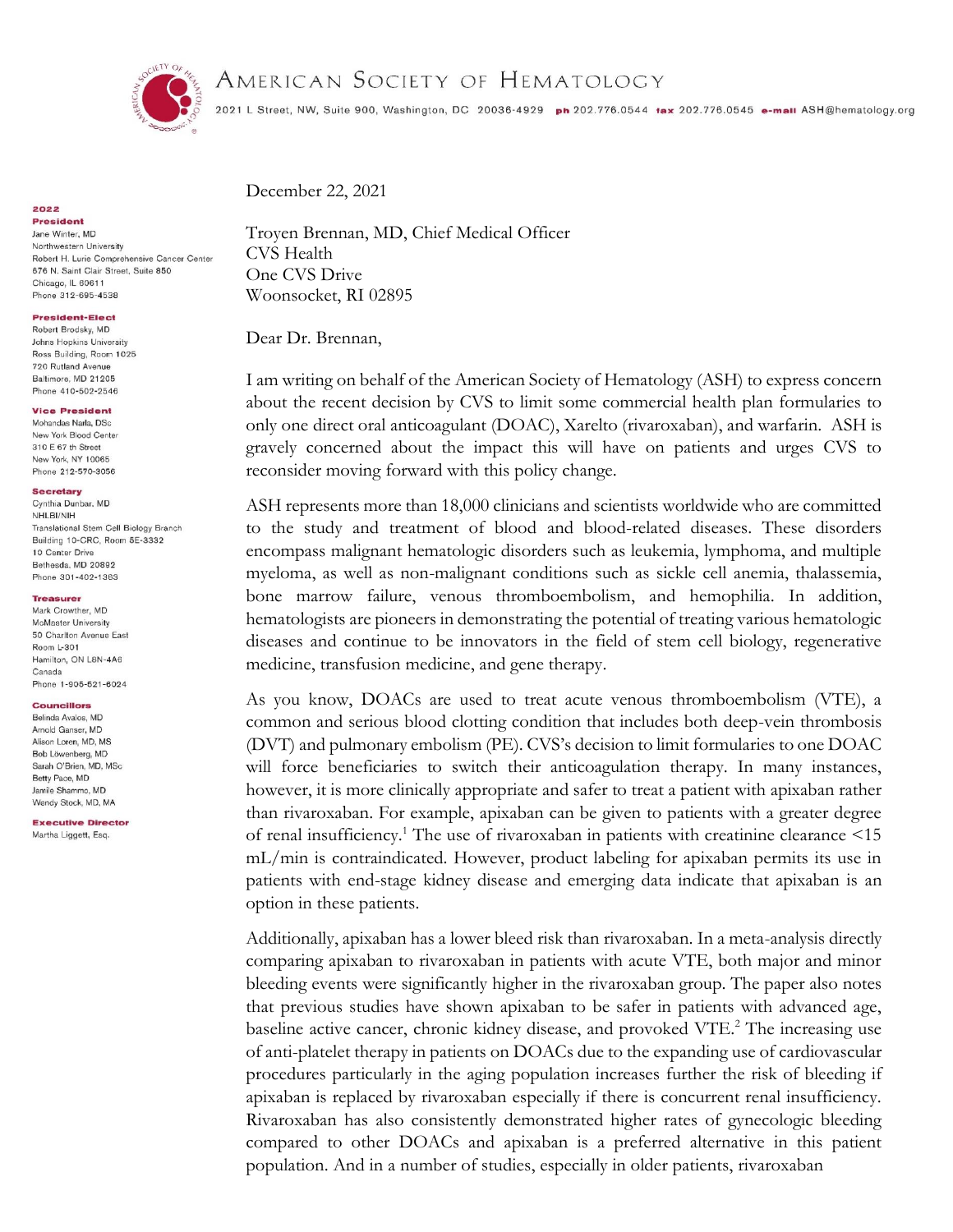# AMERICAN SOCIETY OF HEMATOLOGY

2021 L Street, NW, Suite 900, Washington, DC 20036-4929 **ph** 202.776.0544 **fax** 202.776.0545 **e-mail** ASH@hematology.org

**2022**

**President**
Jane Winter, MD
Northwestern University
Robert H. Lurie Comprehensive Cancer Center
676 N. Saint Clair Street, Suite 850
Chicago, IL 60611
Phone 312-695-4538

**President-Elect**
Robert Brodsky, MD
Johns Hopkins University
Ross Building, Room 1025
720 Rutland Avenue
Baltimore, MD 21205
Phone 410-502-2546

**Vice President**
Mohandas Narla, DSc
New York Blood Center
310 E 67 th Street
New York, NY 10065
Phone 212-570-3056

**Secretary**
Cynthia Dunbar, MD
NHLBI/NIH
Translational Stem Cell Biology Branch
Building 10-CRC, Room 5E-3332
10 Center Drive
Bethesda, MD 20892
Phone 301-402-1363

**Treasurer**
Mark Crowther, MD
McMaster University
50 Charlton Avenue East
Room L-301
Hamilton, ON L8N-4A6
Canada
Phone 1-905-521-6024

**Councillors**
Belinda Avalos, MD
Arnold Ganser, MD
Alison Loren, MD, MS
Bob Löwenberg, MD
Sarah O'Brien, MD, MSc
Betty Pace, MD
Jamile Shammo, MD
Wendy Stock, MD, MA

**Executive Director**
Martha Liggett, Esq.

December 22, 2021

Troyen Brennan, MD, Chief Medical Officer
CVS Health
One CVS Drive
Woonsocket, RI 02895

Dear Dr. Brennan,

I am writing on behalf of the American Society of Hematology (ASH) to express concern about the recent decision by CVS to limit some commercial health plan formularies to only one direct oral anticoagulant (DOAC), Xarelto (rivaroxaban), and warfarin. ASH is gravely concerned about the impact this will have on patients and urges CVS to reconsider moving forward with this policy change.

ASH represents more than 18,000 clinicians and scientists worldwide who are committed to the study and treatment of blood and blood-related diseases. These disorders encompass malignant hematologic disorders such as leukemia, lymphoma, and multiple myeloma, as well as non-malignant conditions such as sickle cell anemia, thalassemia, bone marrow failure, venous thromboembolism, and hemophilia. In addition, hematologists are pioneers in demonstrating the potential of treating various hematologic diseases and continue to be innovators in the field of stem cell biology, regenerative medicine, transfusion medicine, and gene therapy.

As you know, DOACs are used to treat acute venous thromboembolism (VTE), a common and serious blood clotting condition that includes both deep-vein thrombosis (DVT) and pulmonary embolism (PE). CVS's decision to limit formularies to one DOAC will force beneficiaries to switch their anticoagulation therapy. In many instances, however, it is more clinically appropriate and safer to treat a patient with apixaban rather than rivaroxaban. For example, apixaban can be given to patients with a greater degree of renal insufficiency.[1] The use of rivaroxaban in patients with creatinine clearance <15 mL/min is contraindicated. However, product labeling for apixaban permits its use in patients with end-stage kidney disease and emerging data indicate that apixaban is an option in these patients.

Additionally, apixaban has a lower bleed risk than rivaroxaban. In a meta-analysis directly comparing apixaban to rivaroxaban in patients with acute VTE, both major and minor bleeding events were significantly higher in the rivaroxaban group. The paper also notes that previous studies have shown apixaban to be safer in patients with advanced age, baseline active cancer, chronic kidney disease, and provoked VTE.[2] The increasing use of anti-platelet therapy in patients on DOACs due to the expanding use of cardiovascular procedures particularly in the aging population increases further the risk of bleeding if apixaban is replaced by rivaroxaban especially if there is concurrent renal insufficiency. Rivaroxaban has also consistently demonstrated higher rates of gynecologic bleeding compared to other DOACs and apixaban is a preferred alternative in this patient population. And in a number of studies, especially in older patients, rivaroxaban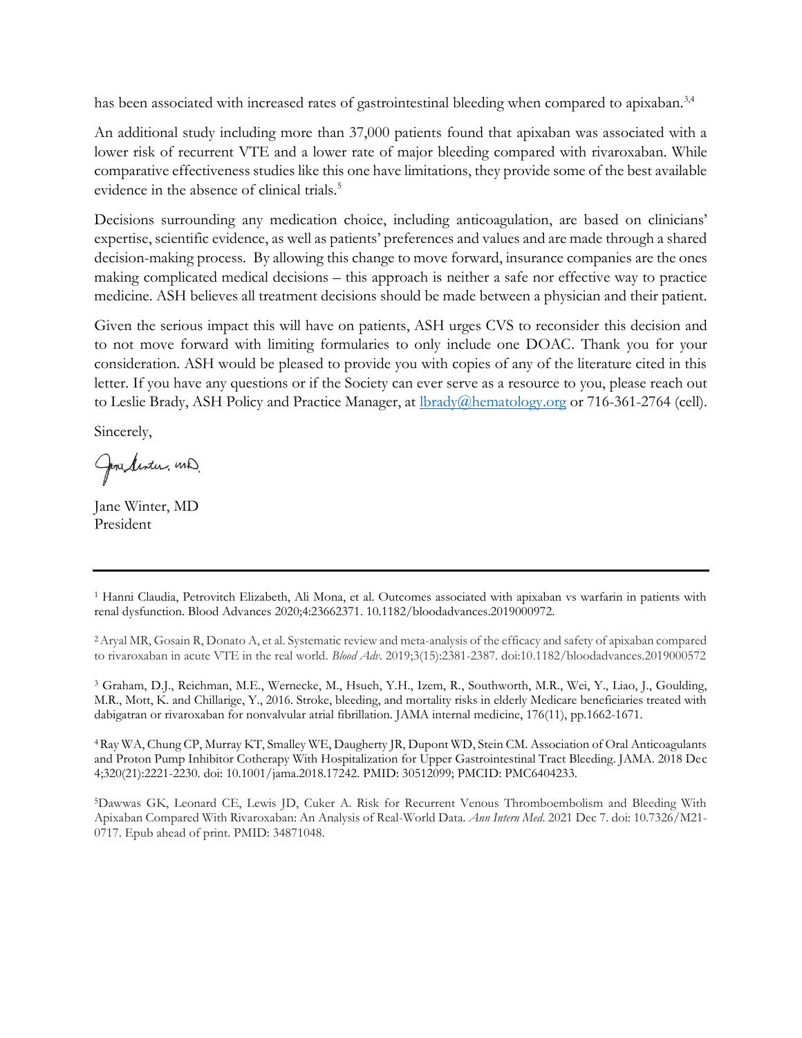has been associated with increased rates of gastrointestinal bleeding when compared to apixaban.[3,4]

An additional study including more than 37,000 patients found that apixaban was associated with a lower risk of recurrent VTE and a lower rate of major bleeding compared with rivaroxaban. While comparative effectiveness studies like this one have limitations, they provide some of the best available evidence in the absence of clinical trials.[5]

Decisions surrounding any medication choice, including anticoagulation, are based on clinicians' expertise, scientific evidence, as well as patients' preferences and values and are made through a shared decision-making process. By allowing this change to move forward, insurance companies are the ones making complicated medical decisions – this approach is neither a safe nor effective way to practice medicine. ASH believes all treatment decisions should be made between a physician and their patient.

Given the serious impact this will have on patients, ASH urges CVS to reconsider this decision and to not move forward with limiting formularies to only include one DOAC. Thank you for your consideration. ASH would be pleased to provide you with copies of any of the literature cited in this letter. If you have any questions or if the Society can ever serve as a resource to you, please reach out to Leslie Brady, ASH Policy and Practice Manager, at lbrady@hematology.org or 716-361-2764 (cell).

Sincerely,

Jane Winter, MD
President

---

[1] Hanni Claudia, Petrovitch Elizabeth, Ali Mona, et al. Outcomes associated with apixaban vs warfarin in patients with renal dysfunction. Blood Advances 2020;4:23662371. 10.1182/bloodadvances.2019000972.

[2] Aryal MR, Gosain R, Donato A, et al. Systematic review and meta-analysis of the efficacy and safety of apixaban compared to rivaroxaban in acute VTE in the real world. *Blood Adv*. 2019;3(15):2381-2387. doi:10.1182/bloodadvances.2019000572

[3] Graham, D.J., Reichman, M.E., Wernecke, M., Hsueh, Y.H., Izem, R., Southworth, M.R., Wei, Y., Liao, J., Goulding, M.R., Mott, K. and Chillarige, Y., 2016. Stroke, bleeding, and mortality risks in elderly Medicare beneficiaries treated with dabigatran or rivaroxaban for nonvalvular atrial fibrillation. JAMA internal medicine, 176(11), pp.1662-1671.

[4] Ray WA, Chung CP, Murray KT, Smalley WE, Daugherty JR, Dupont WD, Stein CM. Association of Oral Anticoagulants and Proton Pump Inhibitor Cotherapy With Hospitalization for Upper Gastrointestinal Tract Bleeding. JAMA. 2018 Dec 4;320(21):2221-2230. doi: 10.1001/jama.2018.17242. PMID: 30512099; PMCID: PMC6404233.

[5] Dawwas GK, Leonard CE, Lewis JD, Cuker A. Risk for Recurrent Venous Thromboembolism and Bleeding With Apixaban Compared With Rivaroxaban: An Analysis of Real-World Data. *Ann Intern Med*. 2021 Dec 7. doi: 10.7326/M21-0717. Epub ahead of print. PMID: 34871048.